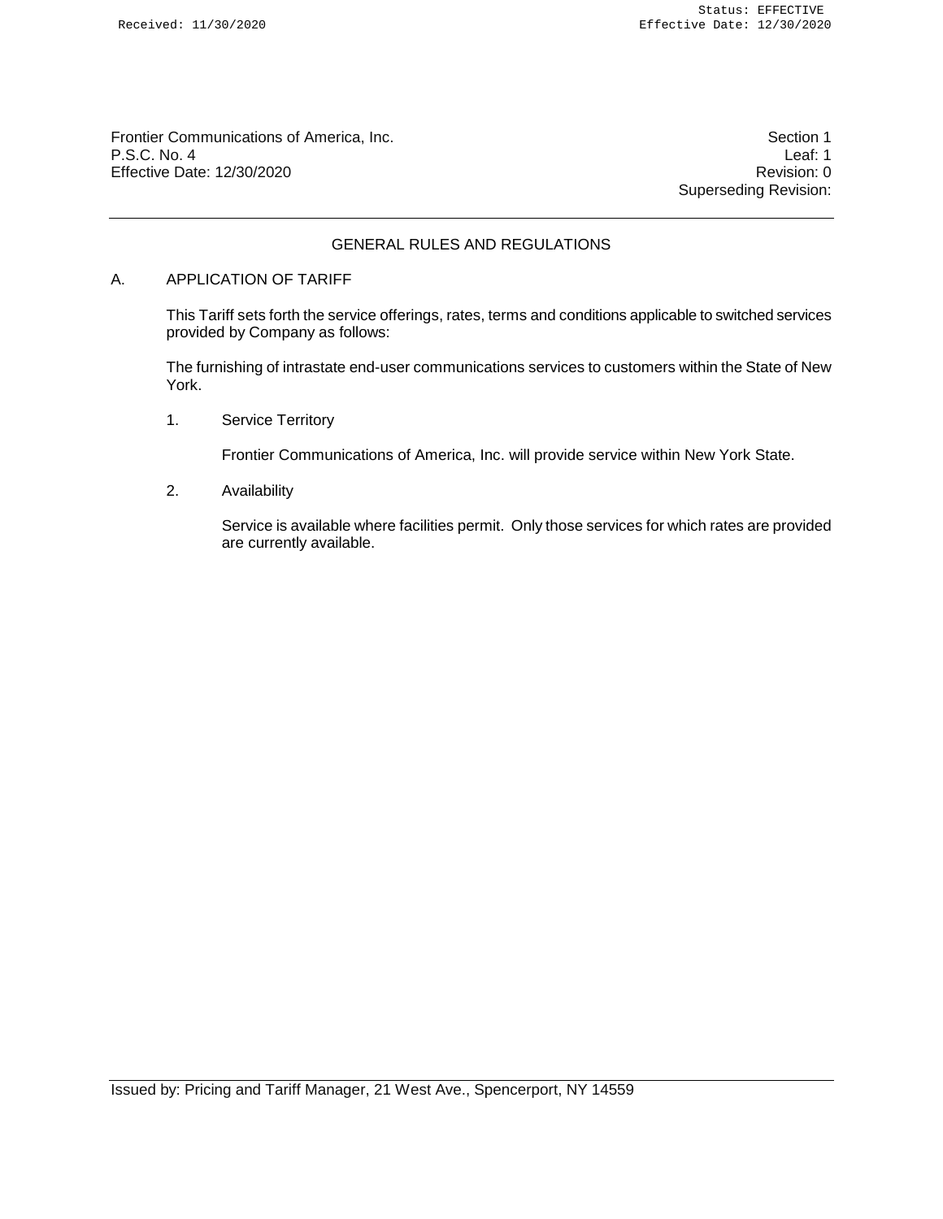Frontier Communications of America, Inc.
P.S.C. No. 4
Effective Date: 12/30/2020

Section 1
Leaf: 1
Revision: 0
Superseding Revision:

## GENERAL RULES AND REGULATIONS

### A. APPLICATION OF TARIFF

This Tariff sets forth the service offerings, rates, terms and conditions applicable to switched services provided by Company as follows:

The furnishing of intrastate end-user communications services to customers within the State of New York.

1. Service Territory

   Frontier Communications of America, Inc. will provide service within New York State.

2. Availability

   Service is available where facilities permit. Only those services for which rates are provided are currently available.

Issued by: Pricing and Tariff Manager, 21 West Ave., Spencerport, NY 14559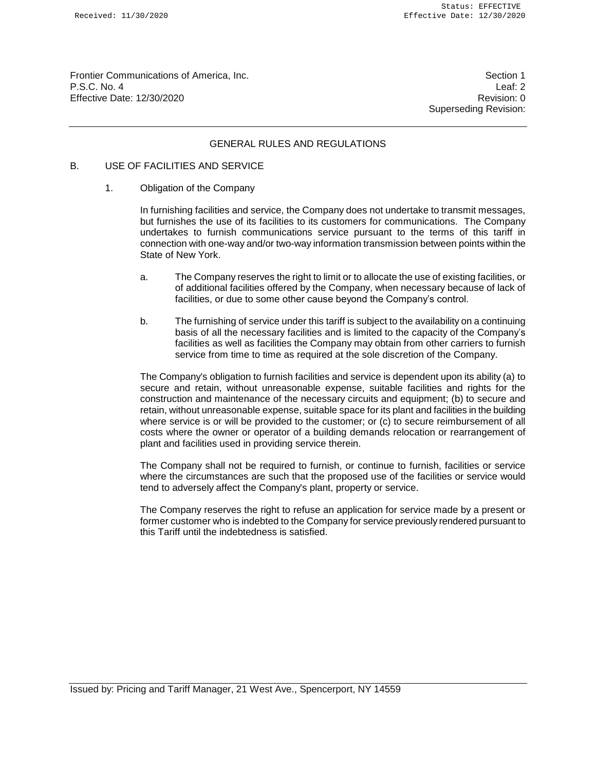## GENERAL RULES AND REGULATIONS

### B. USE OF FACILITIES AND SERVICE

#### 1. Obligation of the Company

In furnishing facilities and service, the Company does not undertake to transmit messages, but furnishes the use of its facilities to its customers for communications. The Company undertakes to furnish communications service pursuant to the terms of this tariff in connection with one-way and/or two-way information transmission between points within the State of New York.

a. The Company reserves the right to limit or to allocate the use of existing facilities, or of additional facilities offered by the Company, when necessary because of lack of facilities, or due to some other cause beyond the Company's control.

b. The furnishing of service under this tariff is subject to the availability on a continuing basis of all the necessary facilities and is limited to the capacity of the Company's facilities as well as facilities the Company may obtain from other carriers to furnish service from time to time as required at the sole discretion of the Company.

The Company's obligation to furnish facilities and service is dependent upon its ability (a) to secure and retain, without unreasonable expense, suitable facilities and rights for the construction and maintenance of the necessary circuits and equipment; (b) to secure and retain, without unreasonable expense, suitable space for its plant and facilities in the building where service is or will be provided to the customer; or (c) to secure reimbursement of all costs where the owner or operator of a building demands relocation or rearrangement of plant and facilities used in providing service therein.

The Company shall not be required to furnish, or continue to furnish, facilities or service where the circumstances are such that the proposed use of the facilities or service would tend to adversely affect the Company's plant, property or service.

The Company reserves the right to refuse an application for service made by a present or former customer who is indebted to the Company for service previously rendered pursuant to this Tariff until the indebtedness is satisfied.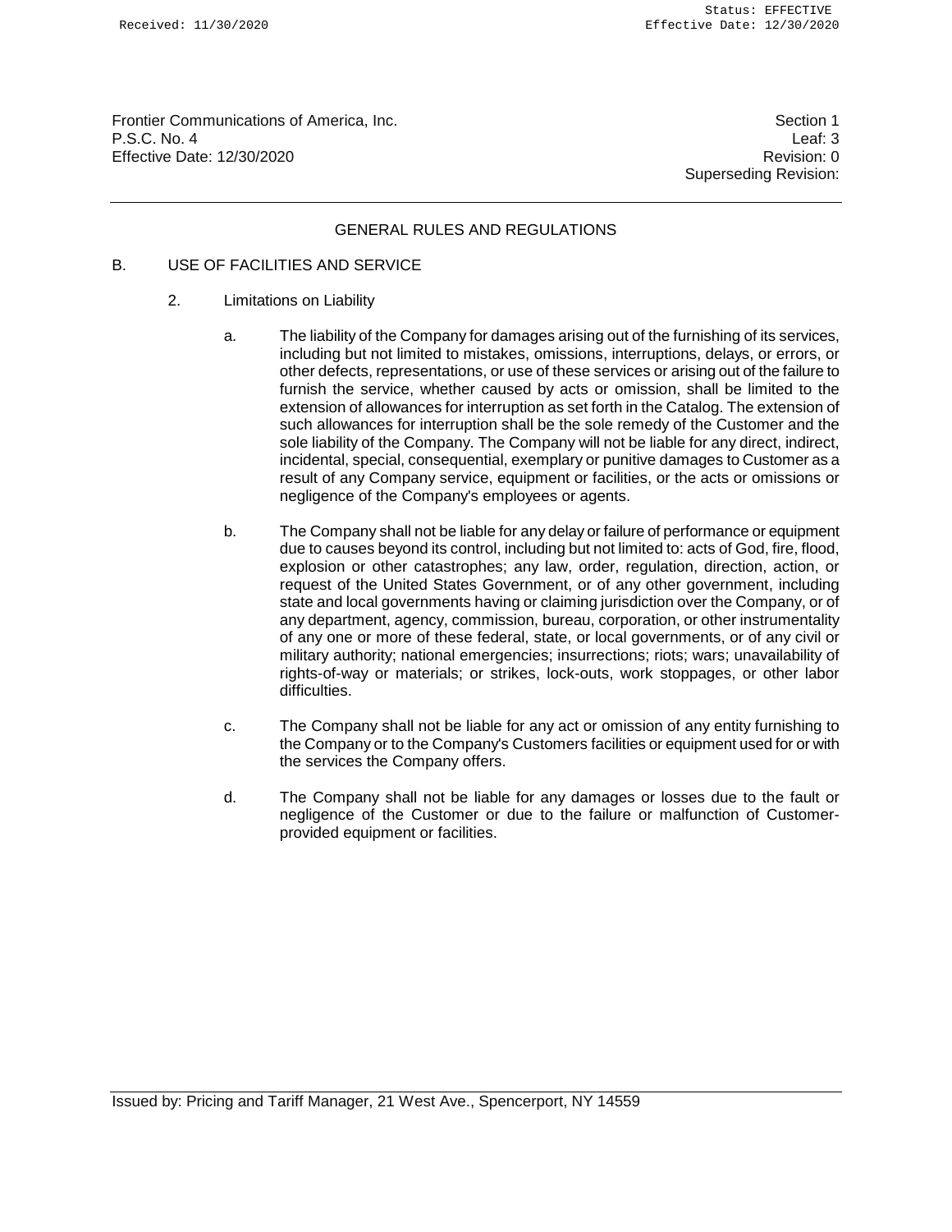Frontier Communications of America, Inc.
P.S.C. No. 4
Effective Date: 12/30/2020

Section 1
Leaf: 3
Revision: 0
Superseding Revision:

## GENERAL RULES AND REGULATIONS

B. USE OF FACILITIES AND SERVICE

2. Limitations on Liability

a. The liability of the Company for damages arising out of the furnishing of its services, including but not limited to mistakes, omissions, interruptions, delays, or errors, or other defects, representations, or use of these services or arising out of the failure to furnish the service, whether caused by acts or omission, shall be limited to the extension of allowances for interruption as set forth in the Catalog. The extension of such allowances for interruption shall be the sole remedy of the Customer and the sole liability of the Company. The Company will not be liable for any direct, indirect, incidental, special, consequential, exemplary or punitive damages to Customer as a result of any Company service, equipment or facilities, or the acts or omissions or negligence of the Company's employees or agents.

b. The Company shall not be liable for any delay or failure of performance or equipment due to causes beyond its control, including but not limited to: acts of God, fire, flood, explosion or other catastrophes; any law, order, regulation, direction, action, or request of the United States Government, or of any other government, including state and local governments having or claiming jurisdiction over the Company, or of any department, agency, commission, bureau, corporation, or other instrumentality of any one or more of these federal, state, or local governments, or of any civil or military authority; national emergencies; insurrections; riots; wars; unavailability of rights-of-way or materials; or strikes, lock-outs, work stoppages, or other labor difficulties.

c. The Company shall not be liable for any act or omission of any entity furnishing to the Company or to the Company's Customers facilities or equipment used for or with the services the Company offers.

d. The Company shall not be liable for any damages or losses due to the fault or negligence of the Customer or due to the failure or malfunction of Customer-provided equipment or facilities.

Issued by: Pricing and Tariff Manager, 21 West Ave., Spencerport, NY 14559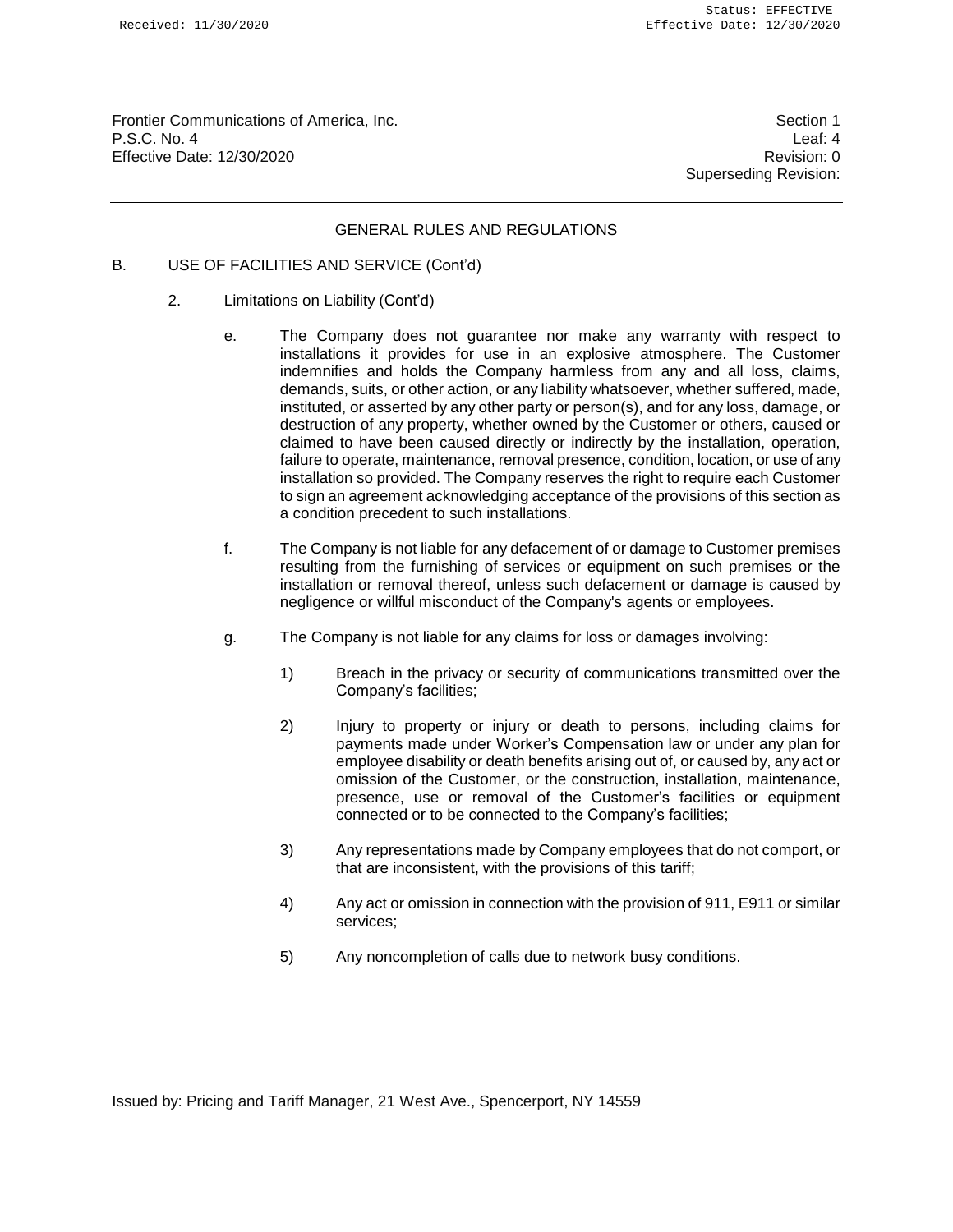Frontier Communications of America, Inc.
P.S.C. No. 4
Effective Date: 12/30/2020

Section 1
Leaf: 4
Revision: 0
Superseding Revision:

## GENERAL RULES AND REGULATIONS

B. USE OF FACILITIES AND SERVICE (Cont'd)

2. Limitations on Liability (Cont'd)

e. The Company does not guarantee nor make any warranty with respect to installations it provides for use in an explosive atmosphere. The Customer indemnifies and holds the Company harmless from any and all loss, claims, demands, suits, or other action, or any liability whatsoever, whether suffered, made, instituted, or asserted by any other party or person(s), and for any loss, damage, or destruction of any property, whether owned by the Customer or others, caused or claimed to have been caused directly or indirectly by the installation, operation, failure to operate, maintenance, removal presence, condition, location, or use of any installation so provided. The Company reserves the right to require each Customer to sign an agreement acknowledging acceptance of the provisions of this section as a condition precedent to such installations.

f. The Company is not liable for any defacement of or damage to Customer premises resulting from the furnishing of services or equipment on such premises or the installation or removal thereof, unless such defacement or damage is caused by negligence or willful misconduct of the Company's agents or employees.

g. The Company is not liable for any claims for loss or damages involving:

1) Breach in the privacy or security of communications transmitted over the Company's facilities;

2) Injury to property or injury or death to persons, including claims for payments made under Worker's Compensation law or under any plan for employee disability or death benefits arising out of, or caused by, any act or omission of the Customer, or the construction, installation, maintenance, presence, use or removal of the Customer's facilities or equipment connected or to be connected to the Company's facilities;

3) Any representations made by Company employees that do not comport, or that are inconsistent, with the provisions of this tariff;

4) Any act or omission in connection with the provision of 911, E911 or similar services;

5) Any noncompletion of calls due to network busy conditions.

Issued by: Pricing and Tariff Manager, 21 West Ave., Spencerport, NY 14559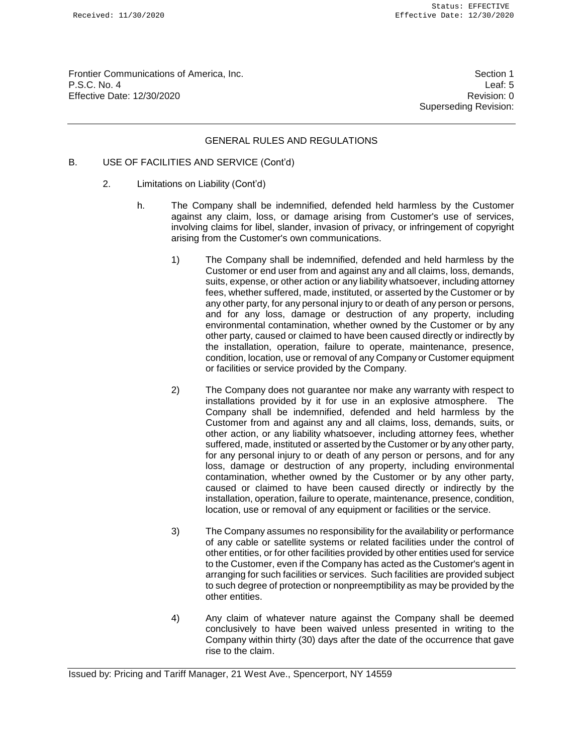Frontier Communications of America, Inc.
P.S.C. No. 4
Effective Date: 12/30/2020

Section 1
Leaf: 5
Revision: 0
Superseding Revision:

GENERAL RULES AND REGULATIONS

B. USE OF FACILITIES AND SERVICE (Cont'd)

2. Limitations on Liability (Cont'd)

h. The Company shall be indemnified, defended held harmless by the Customer against any claim, loss, or damage arising from Customer's use of services, involving claims for libel, slander, invasion of privacy, or infringement of copyright arising from the Customer's own communications.

1) The Company shall be indemnified, defended and held harmless by the Customer or end user from and against any and all claims, loss, demands, suits, expense, or other action or any liability whatsoever, including attorney fees, whether suffered, made, instituted, or asserted by the Customer or by any other party, for any personal injury to or death of any person or persons, and for any loss, damage or destruction of any property, including environmental contamination, whether owned by the Customer or by any other party, caused or claimed to have been caused directly or indirectly by the installation, operation, failure to operate, maintenance, presence, condition, location, use or removal of any Company or Customer equipment or facilities or service provided by the Company.

2) The Company does not guarantee nor make any warranty with respect to installations provided by it for use in an explosive atmosphere. The Company shall be indemnified, defended and held harmless by the Customer from and against any and all claims, loss, demands, suits, or other action, or any liability whatsoever, including attorney fees, whether suffered, made, instituted or asserted by the Customer or by any other party, for any personal injury to or death of any person or persons, and for any loss, damage or destruction of any property, including environmental contamination, whether owned by the Customer or by any other party, caused or claimed to have been caused directly or indirectly by the installation, operation, failure to operate, maintenance, presence, condition, location, use or removal of any equipment or facilities or the service.

3) The Company assumes no responsibility for the availability or performance of any cable or satellite systems or related facilities under the control of other entities, or for other facilities provided by other entities used for service to the Customer, even if the Company has acted as the Customer's agent in arranging for such facilities or services. Such facilities are provided subject to such degree of protection or nonpreemptibility as may be provided by the other entities.

4) Any claim of whatever nature against the Company shall be deemed conclusively to have been waived unless presented in writing to the Company within thirty (30) days after the date of the occurrence that gave rise to the claim.

Issued by: Pricing and Tariff Manager, 21 West Ave., Spencerport, NY 14559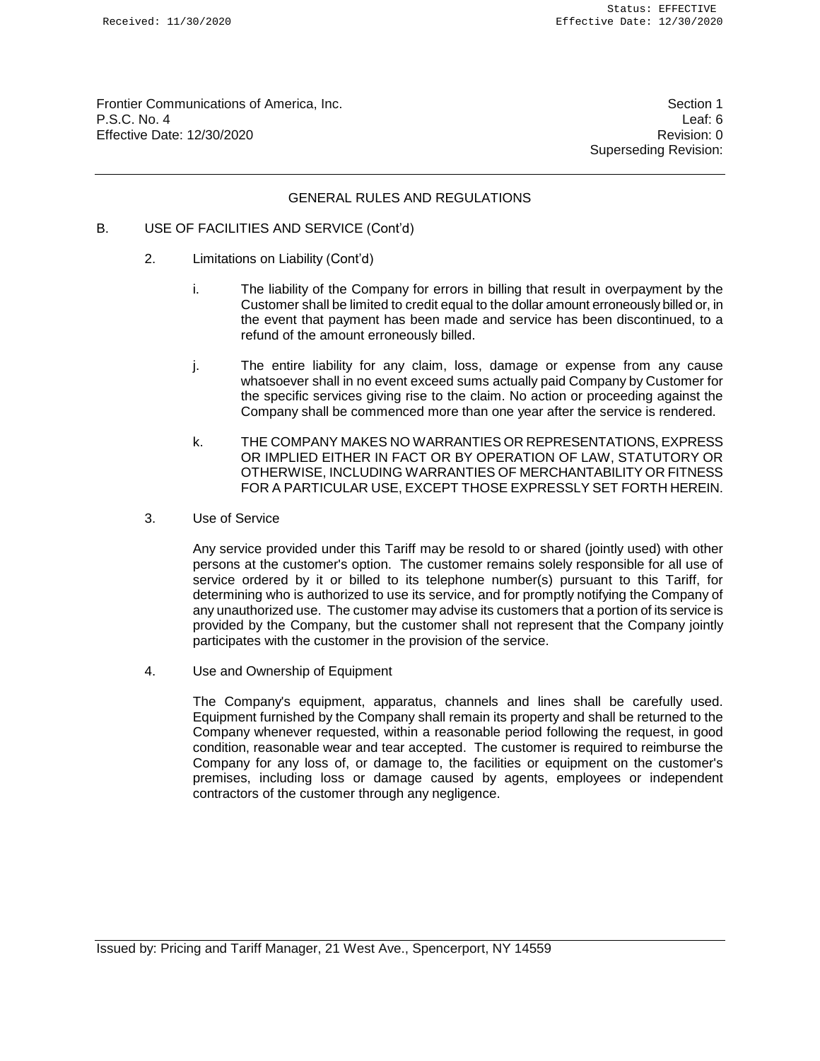## GENERAL RULES AND REGULATIONS

B. USE OF FACILITIES AND SERVICE (Cont'd)

2. Limitations on Liability (Cont'd)

   i. The liability of the Company for errors in billing that result in overpayment by the Customer shall be limited to credit equal to the dollar amount erroneously billed or, in the event that payment has been made and service has been discontinued, to a refund of the amount erroneously billed.

   j. The entire liability for any claim, loss, damage or expense from any cause whatsoever shall in no event exceed sums actually paid Company by Customer for the specific services giving rise to the claim. No action or proceeding against the Company shall be commenced more than one year after the service is rendered.

   k. THE COMPANY MAKES NO WARRANTIES OR REPRESENTATIONS, EXPRESS OR IMPLIED EITHER IN FACT OR BY OPERATION OF LAW, STATUTORY OR OTHERWISE, INCLUDING WARRANTIES OF MERCHANTABILITY OR FITNESS FOR A PARTICULAR USE, EXCEPT THOSE EXPRESSLY SET FORTH HEREIN.

3. Use of Service

   Any service provided under this Tariff may be resold to or shared (jointly used) with other persons at the customer's option. The customer remains solely responsible for all use of service ordered by it or billed to its telephone number(s) pursuant to this Tariff, for determining who is authorized to use its service, and for promptly notifying the Company of any unauthorized use. The customer may advise its customers that a portion of its service is provided by the Company, but the customer shall not represent that the Company jointly participates with the customer in the provision of the service.

4. Use and Ownership of Equipment

   The Company's equipment, apparatus, channels and lines shall be carefully used. Equipment furnished by the Company shall remain its property and shall be returned to the Company whenever requested, within a reasonable period following the request, in good condition, reasonable wear and tear accepted. The customer is required to reimburse the Company for any loss of, or damage to, the facilities or equipment on the customer's premises, including loss or damage caused by agents, employees or independent contractors of the customer through any negligence.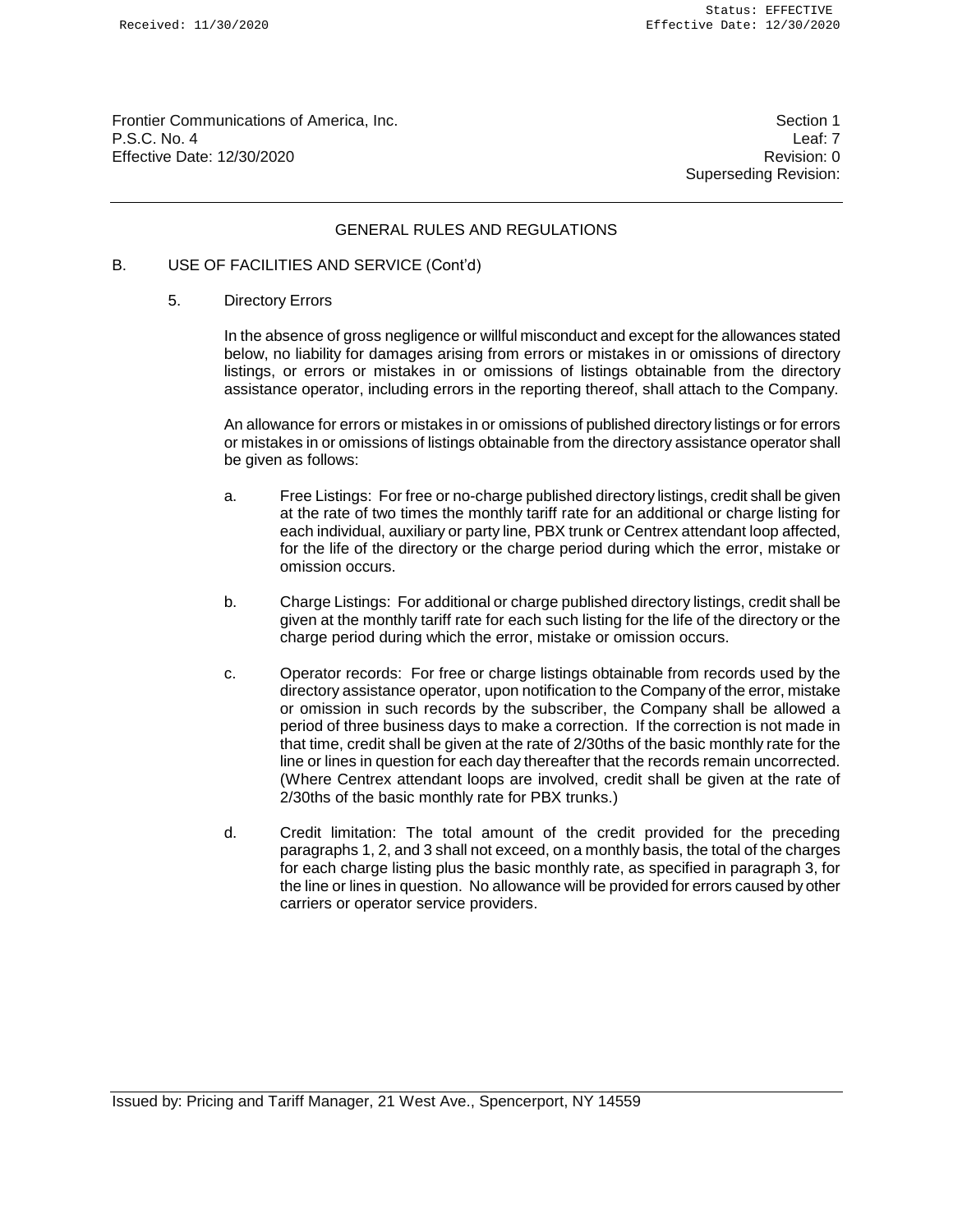Frontier Communications of America, Inc.
P.S.C. No. 4
Effective Date: 12/30/2020

Section 1
Leaf: 7
Revision: 0
Superseding Revision:

## GENERAL RULES AND REGULATIONS

B. USE OF FACILITIES AND SERVICE (Cont'd)

5. Directory Errors

In the absence of gross negligence or willful misconduct and except for the allowances stated below, no liability for damages arising from errors or mistakes in or omissions of directory listings, or errors or mistakes in or omissions of listings obtainable from the directory assistance operator, including errors in the reporting thereof, shall attach to the Company.

An allowance for errors or mistakes in or omissions of published directory listings or for errors or mistakes in or omissions of listings obtainable from the directory assistance operator shall be given as follows:

a. Free Listings: For free or no-charge published directory listings, credit shall be given at the rate of two times the monthly tariff rate for an additional or charge listing for each individual, auxiliary or party line, PBX trunk or Centrex attendant loop affected, for the life of the directory or the charge period during which the error, mistake or omission occurs.

b. Charge Listings: For additional or charge published directory listings, credit shall be given at the monthly tariff rate for each such listing for the life of the directory or the charge period during which the error, mistake or omission occurs.

c. Operator records: For free or charge listings obtainable from records used by the directory assistance operator, upon notification to the Company of the error, mistake or omission in such records by the subscriber, the Company shall be allowed a period of three business days to make a correction. If the correction is not made in that time, credit shall be given at the rate of 2/30ths of the basic monthly rate for the line or lines in question for each day thereafter that the records remain uncorrected. (Where Centrex attendant loops are involved, credit shall be given at the rate of 2/30ths of the basic monthly rate for PBX trunks.)

d. Credit limitation: The total amount of the credit provided for the preceding paragraphs 1, 2, and 3 shall not exceed, on a monthly basis, the total of the charges for each charge listing plus the basic monthly rate, as specified in paragraph 3, for the line or lines in question. No allowance will be provided for errors caused by other carriers or operator service providers.

Issued by: Pricing and Tariff Manager, 21 West Ave., Spencerport, NY 14559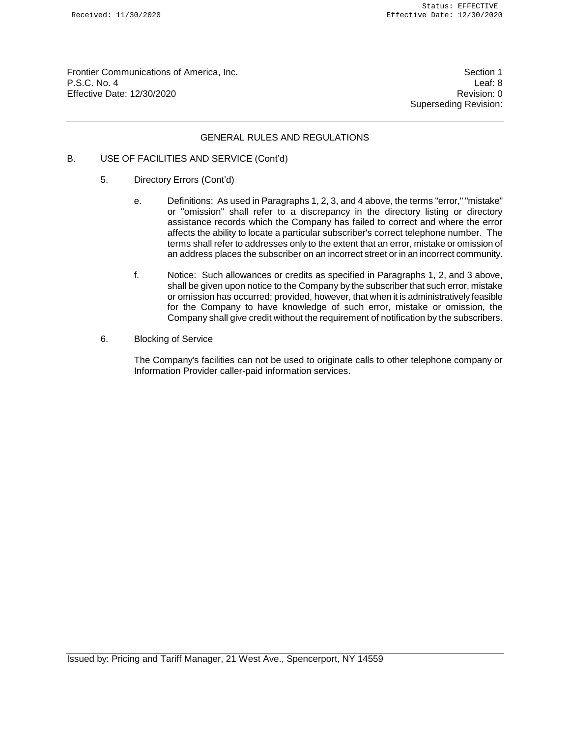Frontier Communications of America, Inc.
P.S.C. No. 4
Effective Date: 12/30/2020

Section 1
Leaf: 8
Revision: 0
Superseding Revision:

## GENERAL RULES AND REGULATIONS

B. USE OF FACILITIES AND SERVICE (Cont'd)

5. Directory Errors (Cont'd)

e. Definitions: As used in Paragraphs 1, 2, 3, and 4 above, the terms "error," "mistake" or "omission" shall refer to a discrepancy in the directory listing or directory assistance records which the Company has failed to correct and where the error affects the ability to locate a particular subscriber's correct telephone number. The terms shall refer to addresses only to the extent that an error, mistake or omission of an address places the subscriber on an incorrect street or in an incorrect community.

f. Notice: Such allowances or credits as specified in Paragraphs 1, 2, and 3 above, shall be given upon notice to the Company by the subscriber that such error, mistake or omission has occurred; provided, however, that when it is administratively feasible for the Company to have knowledge of such error, mistake or omission, the Company shall give credit without the requirement of notification by the subscribers.

6. Blocking of Service

The Company's facilities can not be used to originate calls to other telephone company or Information Provider caller-paid information services.

Issued by: Pricing and Tariff Manager, 21 West Ave., Spencerport, NY 14559